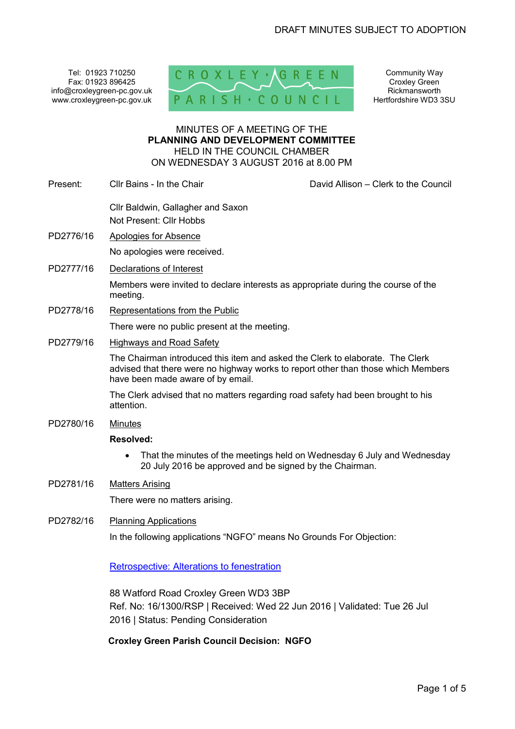DRAFT MINUTES SUBJECT TO ADOPTION

Tel: 01923 710250
Fax: 01923 896425
info@croxleygreen-pc.gov.uk
www.croxleygreen-pc.gov.uk

CROXLEY GREEN PARISH COUNCIL

Community Way
Croxley Green
Rickmansworth
Hertfordshire WD3 3SU

# MINUTES OF A MEETING OF THE **PLANNING AND DEVELOPMENT COMMITTEE** HELD IN THE COUNCIL CHAMBER ON WEDNESDAY 3 AUGUST 2016 at 8.00 PM

Present: Cllr Bains - In the Chair — David Allison – Clerk to the Council

Cllr Baldwin, Gallagher and Saxon
Not Present: Cllr Hobbs

PD2776/16 Apologies for Absence

No apologies were received.

PD2777/16 Declarations of Interest

Members were invited to declare interests as appropriate during the course of the meeting.

PD2778/16 Representations from the Public

There were no public present at the meeting.

PD2779/16 Highways and Road Safety

The Chairman introduced this item and asked the Clerk to elaborate. The Clerk advised that there were no highway works to report other than those which Members have been made aware of by email.

The Clerk advised that no matters regarding road safety had been brought to his attention.

PD2780/16 Minutes

**Resolved:**

- That the minutes of the meetings held on Wednesday 6 July and Wednesday 20 July 2016 be approved and be signed by the Chairman.

PD2781/16 Matters Arising

There were no matters arising.

PD2782/16 Planning Applications

In the following applications "NGFO" means No Grounds For Objection:

Retrospective: Alterations to fenestration

88 Watford Road Croxley Green WD3 3BP
Ref. No: 16/1300/RSP | Received: Wed 22 Jun 2016 | Validated: Tue 26 Jul 2016 | Status: Pending Consideration

**Croxley Green Parish Council Decision: NGFO**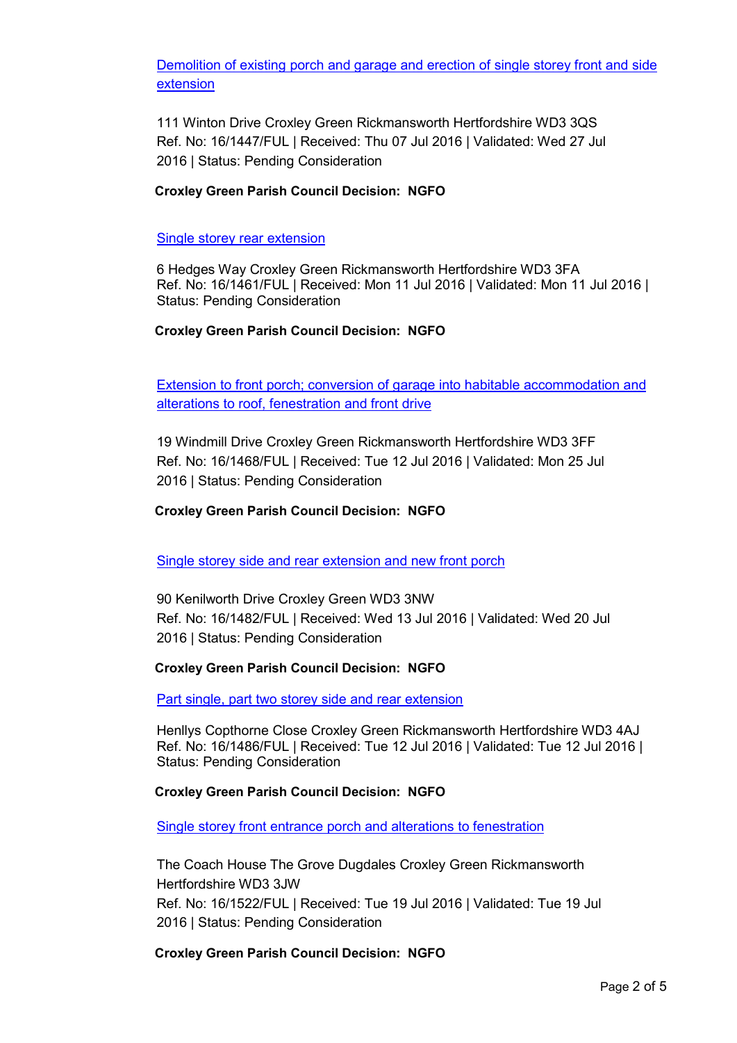Demolition of existing porch and garage and erection of single storey front and side extension

111 Winton Drive Croxley Green Rickmansworth Hertfordshire WD3 3QS
Ref. No: 16/1447/FUL | Received: Thu 07 Jul 2016 | Validated: Wed 27 Jul 2016 | Status: Pending Consideration

**Croxley Green Parish Council Decision: NGFO**

Single storey rear extension

6 Hedges Way Croxley Green Rickmansworth Hertfordshire WD3 3FA
Ref. No: 16/1461/FUL | Received: Mon 11 Jul 2016 | Validated: Mon 11 Jul 2016 | Status: Pending Consideration

**Croxley Green Parish Council Decision: NGFO**

Extension to front porch; conversion of garage into habitable accommodation and alterations to roof, fenestration and front drive

19 Windmill Drive Croxley Green Rickmansworth Hertfordshire WD3 3FF
Ref. No: 16/1468/FUL | Received: Tue 12 Jul 2016 | Validated: Mon 25 Jul 2016 | Status: Pending Consideration

**Croxley Green Parish Council Decision: NGFO**

Single storey side and rear extension and new front porch

90 Kenilworth Drive Croxley Green WD3 3NW
Ref. No: 16/1482/FUL | Received: Wed 13 Jul 2016 | Validated: Wed 20 Jul 2016 | Status: Pending Consideration

**Croxley Green Parish Council Decision: NGFO**

Part single, part two storey side and rear extension

Henllys Copthorne Close Croxley Green Rickmansworth Hertfordshire WD3 4AJ
Ref. No: 16/1486/FUL | Received: Tue 12 Jul 2016 | Validated: Tue 12 Jul 2016 | Status: Pending Consideration

**Croxley Green Parish Council Decision: NGFO**

Single storey front entrance porch and alterations to fenestration

The Coach House The Grove Dugdales Croxley Green Rickmansworth Hertfordshire WD3 3JW
Ref. No: 16/1522/FUL | Received: Tue 19 Jul 2016 | Validated: Tue 19 Jul 2016 | Status: Pending Consideration

**Croxley Green Parish Council Decision: NGFO**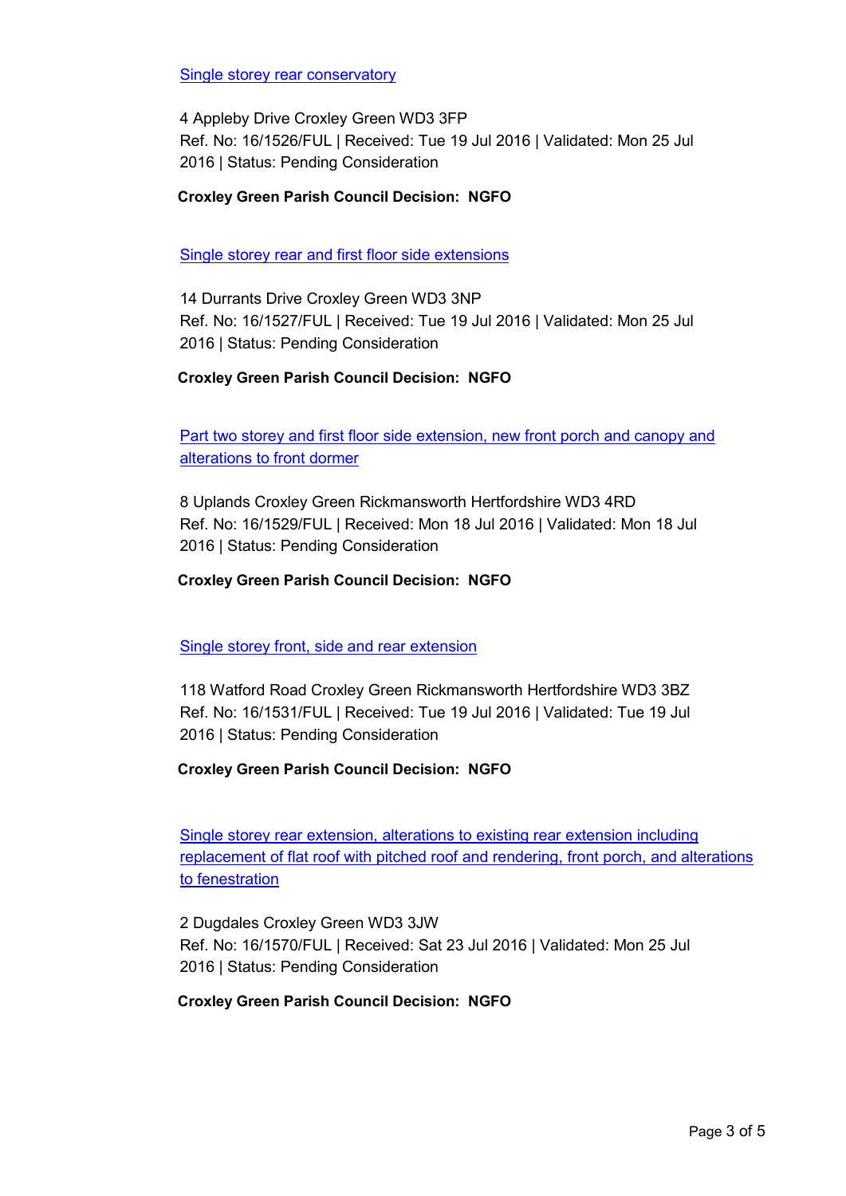Single storey rear conservatory

4 Appleby Drive Croxley Green WD3 3FP
Ref. No: 16/1526/FUL | Received: Tue 19 Jul 2016 | Validated: Mon 25 Jul 2016 | Status: Pending Consideration

**Croxley Green Parish Council Decision: NGFO**

Single storey rear and first floor side extensions

14 Durrants Drive Croxley Green WD3 3NP
Ref. No: 16/1527/FUL | Received: Tue 19 Jul 2016 | Validated: Mon 25 Jul 2016 | Status: Pending Consideration

**Croxley Green Parish Council Decision: NGFO**

Part two storey and first floor side extension, new front porch and canopy and alterations to front dormer

8 Uplands Croxley Green Rickmansworth Hertfordshire WD3 4RD
Ref. No: 16/1529/FUL | Received: Mon 18 Jul 2016 | Validated: Mon 18 Jul 2016 | Status: Pending Consideration

**Croxley Green Parish Council Decision: NGFO**

Single storey front, side and rear extension

118 Watford Road Croxley Green Rickmansworth Hertfordshire WD3 3BZ
Ref. No: 16/1531/FUL | Received: Tue 19 Jul 2016 | Validated: Tue 19 Jul 2016 | Status: Pending Consideration

**Croxley Green Parish Council Decision: NGFO**

Single storey rear extension, alterations to existing rear extension including replacement of flat roof with pitched roof and rendering, front porch, and alterations to fenestration

2 Dugdales Croxley Green WD3 3JW
Ref. No: 16/1570/FUL | Received: Sat 23 Jul 2016 | Validated: Mon 25 Jul 2016 | Status: Pending Consideration

**Croxley Green Parish Council Decision: NGFO**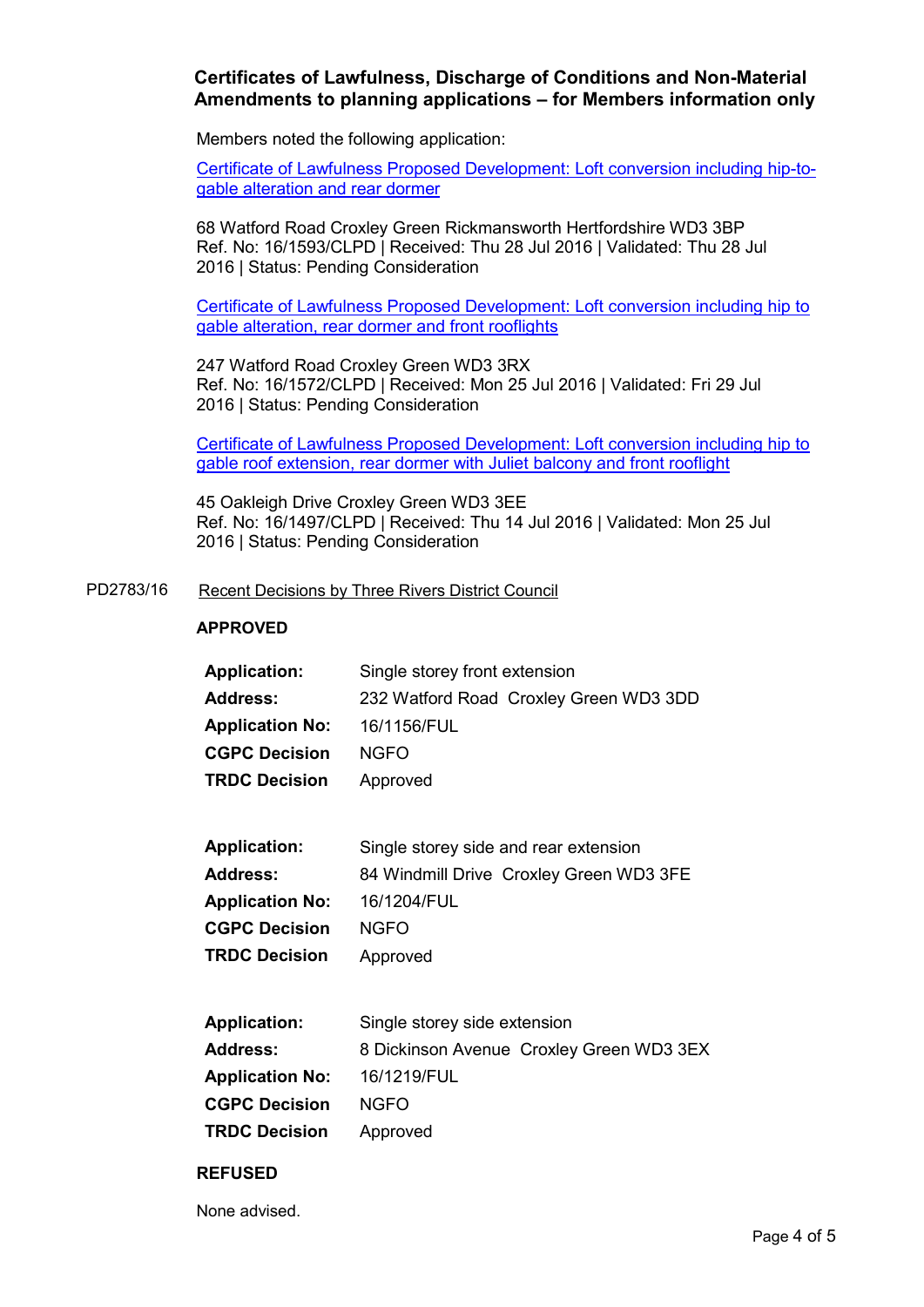## Certificates of Lawfulness, Discharge of Conditions and Non-Material Amendments to planning applications – for Members information only

Members noted the following application:

Certificate of Lawfulness Proposed Development: Loft conversion including hip-to-gable alteration and rear dormer

68 Watford Road Croxley Green Rickmansworth Hertfordshire WD3 3BP
Ref. No: 16/1593/CLPD | Received: Thu 28 Jul 2016 | Validated: Thu 28 Jul 2016 | Status: Pending Consideration

Certificate of Lawfulness Proposed Development: Loft conversion including hip to gable alteration, rear dormer and front rooflights

247 Watford Road Croxley Green WD3 3RX
Ref. No: 16/1572/CLPD | Received: Mon 25 Jul 2016 | Validated: Fri 29 Jul 2016 | Status: Pending Consideration

Certificate of Lawfulness Proposed Development: Loft conversion including hip to gable roof extension, rear dormer with Juliet balcony and front rooflight

45 Oakleigh Drive Croxley Green WD3 3EE
Ref. No: 16/1497/CLPD | Received: Thu 14 Jul 2016 | Validated: Mon 25 Jul 2016 | Status: Pending Consideration

PD2783/16 Recent Decisions by Three Rivers District Council

**APPROVED**

| | |
|---|---|
| **Application:** | Single storey front extension |
| **Address:** | 232 Watford Road Croxley Green WD3 3DD |
| **Application No:** | 16/1156/FUL |
| **CGPC Decision** | NGFO |
| **TRDC Decision** | Approved |

| | |
|---|---|
| **Application:** | Single storey side and rear extension |
| **Address:** | 84 Windmill Drive Croxley Green WD3 3FE |
| **Application No:** | 16/1204/FUL |
| **CGPC Decision** | NGFO |
| **TRDC Decision** | Approved |

| | |
|---|---|
| **Application:** | Single storey side extension |
| **Address:** | 8 Dickinson Avenue Croxley Green WD3 3EX |
| **Application No:** | 16/1219/FUL |
| **CGPC Decision** | NGFO |
| **TRDC Decision** | Approved |

**REFUSED**

None advised.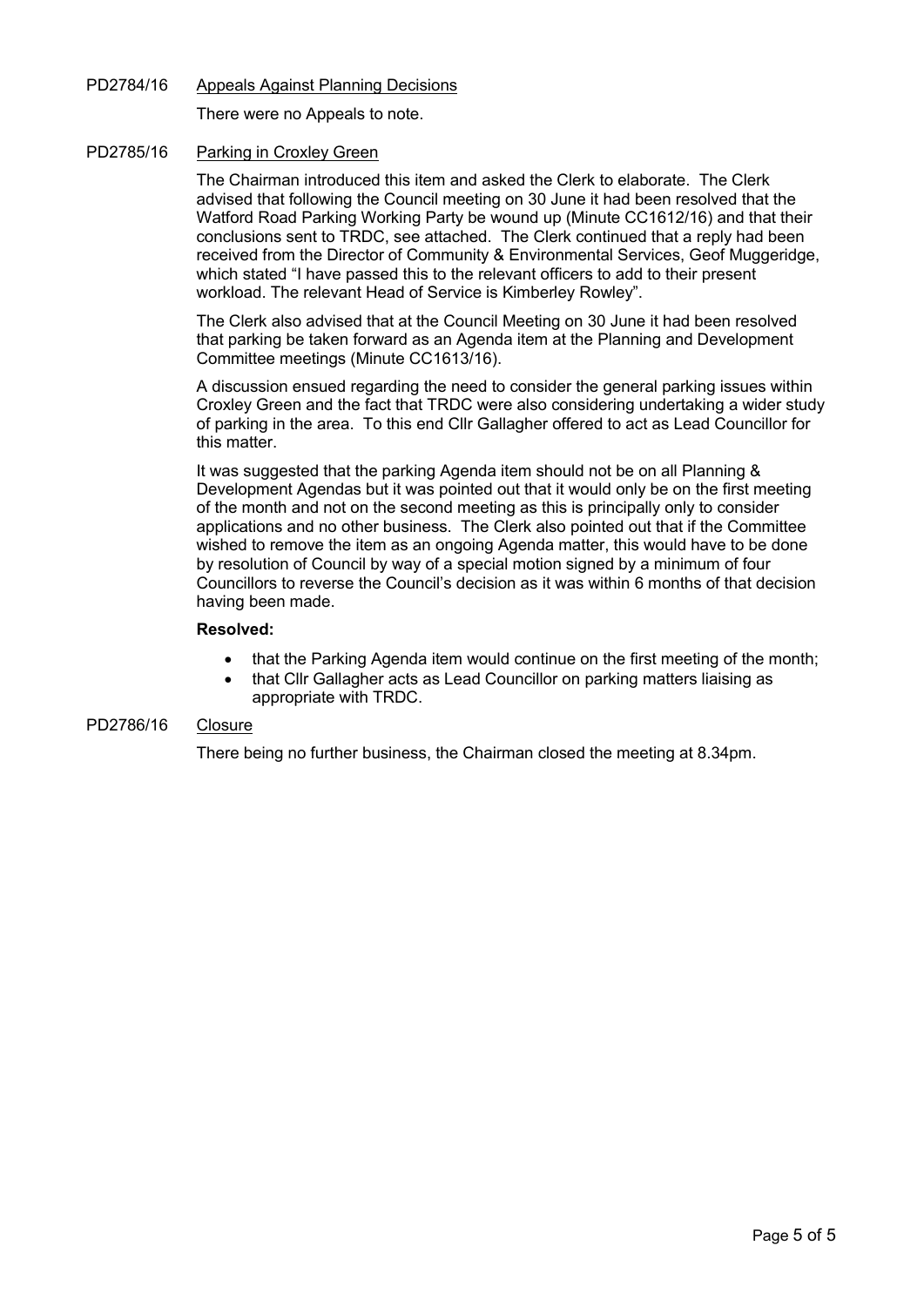PD2784/16 Appeals Against Planning Decisions

There were no Appeals to note.

PD2785/16 Parking in Croxley Green

The Chairman introduced this item and asked the Clerk to elaborate. The Clerk advised that following the Council meeting on 30 June it had been resolved that the Watford Road Parking Working Party be wound up (Minute CC1612/16) and that their conclusions sent to TRDC, see attached. The Clerk continued that a reply had been received from the Director of Community & Environmental Services, Geof Muggeridge, which stated "I have passed this to the relevant officers to add to their present workload. The relevant Head of Service is Kimberley Rowley".

The Clerk also advised that at the Council Meeting on 30 June it had been resolved that parking be taken forward as an Agenda item at the Planning and Development Committee meetings (Minute CC1613/16).

A discussion ensued regarding the need to consider the general parking issues within Croxley Green and the fact that TRDC were also considering undertaking a wider study of parking in the area. To this end Cllr Gallagher offered to act as Lead Councillor for this matter.

It was suggested that the parking Agenda item should not be on all Planning & Development Agendas but it was pointed out that it would only be on the first meeting of the month and not on the second meeting as this is principally only to consider applications and no other business. The Clerk also pointed out that if the Committee wished to remove the item as an ongoing Agenda matter, this would have to be done by resolution of Council by way of a special motion signed by a minimum of four Councillors to reverse the Council's decision as it was within 6 months of that decision having been made.

**Resolved:**

- that the Parking Agenda item would continue on the first meeting of the month;
- that Cllr Gallagher acts as Lead Councillor on parking matters liaising as appropriate with TRDC.

PD2786/16 Closure

There being no further business, the Chairman closed the meeting at 8.34pm.